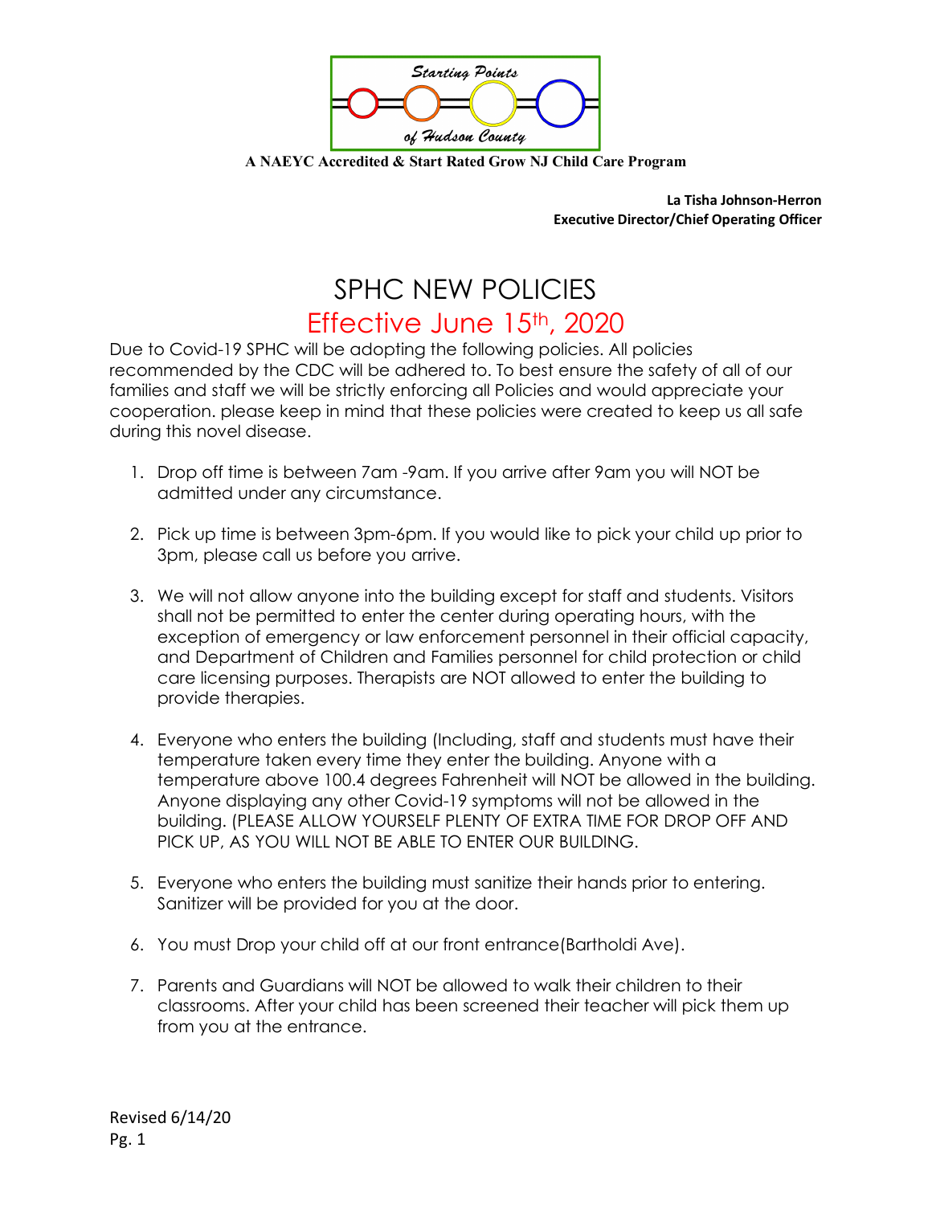Starting Points of Hudson County

**A NAEYC Accredited & Start Rated Grow NJ Child Care Program**

**La Tisha Johnson-Herron**
**Executive Director/Chief Operating Officer**

# SPHC NEW POLICIES

## Effective June 15th, 2020

Due to Covid-19 SPHC will be adopting the following policies. All policies recommended by the CDC will be adhered to. To best ensure the safety of all of our families and staff we will be strictly enforcing all Policies and would appreciate your cooperation. please keep in mind that these policies were created to keep us all safe during this novel disease.

1. Drop off time is between 7am -9am. If you arrive after 9am you will NOT be admitted under any circumstance.

2. Pick up time is between 3pm-6pm. If you would like to pick your child up prior to 3pm, please call us before you arrive.

3. We will not allow anyone into the building except for staff and students. Visitors shall not be permitted to enter the center during operating hours, with the exception of emergency or law enforcement personnel in their official capacity, and Department of Children and Families personnel for child protection or child care licensing purposes. Therapists are NOT allowed to enter the building to provide therapies.

4. Everyone who enters the building (Including, staff and students must have their temperature taken every time they enter the building. Anyone with a temperature above 100.4 degrees Fahrenheit will NOT be allowed in the building. Anyone displaying any other Covid-19 symptoms will not be allowed in the building. (PLEASE ALLOW YOURSELF PLENTY OF EXTRA TIME FOR DROP OFF AND PICK UP, AS YOU WILL NOT BE ABLE TO ENTER OUR BUILDING.

5. Everyone who enters the building must sanitize their hands prior to entering. Sanitizer will be provided for you at the door.

6. You must Drop your child off at our front entrance(Bartholdi Ave).

7. Parents and Guardians will NOT be allowed to walk their children to their classrooms. After your child has been screened their teacher will pick them up from you at the entrance.

Revised 6/14/20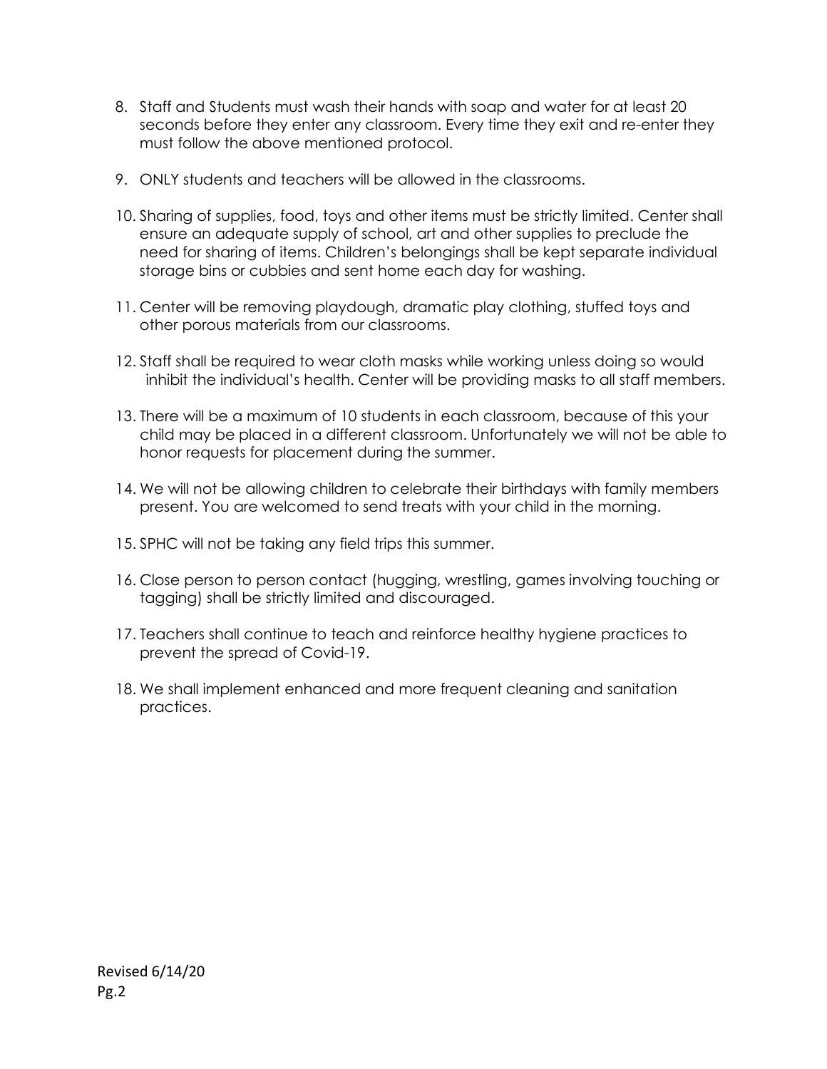8. Staff and Students must wash their hands with soap and water for at least 20 seconds before they enter any classroom. Every time they exit and re-enter they must follow the above mentioned protocol.
9. ONLY students and teachers will be allowed in the classrooms.
10. Sharing of supplies, food, toys and other items must be strictly limited. Center shall ensure an adequate supply of school, art and other supplies to preclude the need for sharing of items. Children's belongings shall be kept separate individual storage bins or cubbies and sent home each day for washing.
11. Center will be removing playdough, dramatic play clothing, stuffed toys and other porous materials from our classrooms.
12. Staff shall be required to wear cloth masks while working unless doing so would inhibit the individual's health. Center will be providing masks to all staff members.
13. There will be a maximum of 10 students in each classroom, because of this your child may be placed in a different classroom. Unfortunately we will not be able to honor requests for placement during the summer.
14. We will not be allowing children to celebrate their birthdays with family members present. You are welcomed to send treats with your child in the morning.
15. SPHC will not be taking any field trips this summer.
16. Close person to person contact (hugging, wrestling, games involving touching or tagging) shall be strictly limited and discouraged.
17. Teachers shall continue to teach and reinforce healthy hygiene practices to prevent the spread of Covid-19.
18. We shall implement enhanced and more frequent cleaning and sanitation practices.

Revised 6/14/20